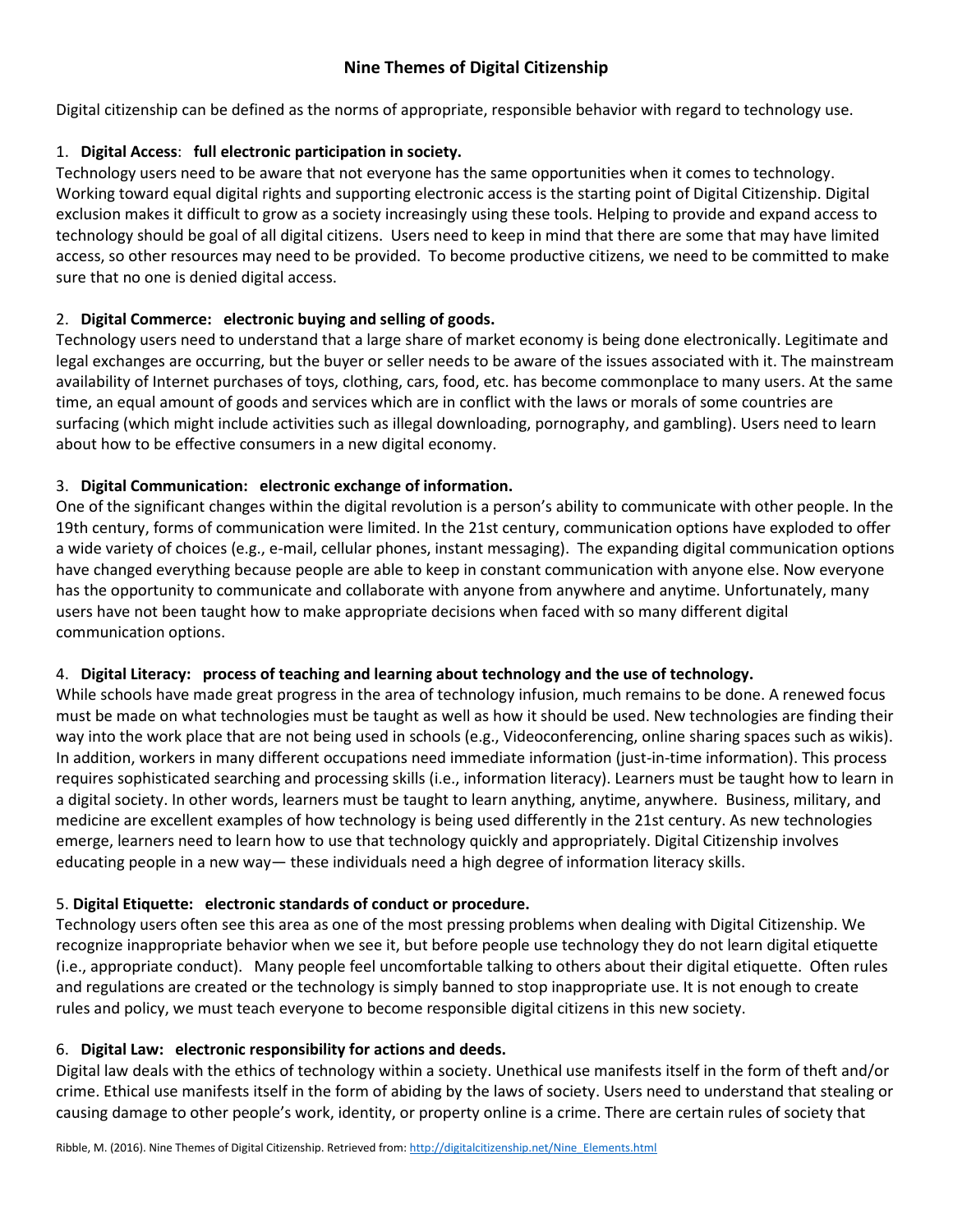# Nine Themes of Digital Citizenship

Digital citizenship can be defined as the norms of appropriate, responsible behavior with regard to technology use.

1. **Digital Access**: **full electronic participation in society.**

Technology users need to be aware that not everyone has the same opportunities when it comes to technology. Working toward equal digital rights and supporting electronic access is the starting point of Digital Citizenship. Digital exclusion makes it difficult to grow as a society increasingly using these tools. Helping to provide and expand access to technology should be goal of all digital citizens. Users need to keep in mind that there are some that may have limited access, so other resources may need to be provided. To become productive citizens, we need to be committed to make sure that no one is denied digital access.

2. **Digital Commerce: electronic buying and selling of goods.**

Technology users need to understand that a large share of market economy is being done electronically. Legitimate and legal exchanges are occurring, but the buyer or seller needs to be aware of the issues associated with it. The mainstream availability of Internet purchases of toys, clothing, cars, food, etc. has become commonplace to many users. At the same time, an equal amount of goods and services which are in conflict with the laws or morals of some countries are surfacing (which might include activities such as illegal downloading, pornography, and gambling). Users need to learn about how to be effective consumers in a new digital economy.

3. **Digital Communication: electronic exchange of information.**

One of the significant changes within the digital revolution is a person's ability to communicate with other people. In the 19th century, forms of communication were limited. In the 21st century, communication options have exploded to offer a wide variety of choices (e.g., e-mail, cellular phones, instant messaging). The expanding digital communication options have changed everything because people are able to keep in constant communication with anyone else. Now everyone has the opportunity to communicate and collaborate with anyone from anywhere and anytime. Unfortunately, many users have not been taught how to make appropriate decisions when faced with so many different digital communication options.

4. **Digital Literacy: process of teaching and learning about technology and the use of technology.**

While schools have made great progress in the area of technology infusion, much remains to be done. A renewed focus must be made on what technologies must be taught as well as how it should be used. New technologies are finding their way into the work place that are not being used in schools (e.g., Videoconferencing, online sharing spaces such as wikis). In addition, workers in many different occupations need immediate information (just-in-time information). This process requires sophisticated searching and processing skills (i.e., information literacy). Learners must be taught how to learn in a digital society. In other words, learners must be taught to learn anything, anytime, anywhere. Business, military, and medicine are excellent examples of how technology is being used differently in the 21st century. As new technologies emerge, learners need to learn how to use that technology quickly and appropriately. Digital Citizenship involves educating people in a new way— these individuals need a high degree of information literacy skills.

5. **Digital Etiquette: electronic standards of conduct or procedure.**

Technology users often see this area as one of the most pressing problems when dealing with Digital Citizenship. We recognize inappropriate behavior when we see it, but before people use technology they do not learn digital etiquette (i.e., appropriate conduct). Many people feel uncomfortable talking to others about their digital etiquette. Often rules and regulations are created or the technology is simply banned to stop inappropriate use. It is not enough to create rules and policy, we must teach everyone to become responsible digital citizens in this new society.

6. **Digital Law: electronic responsibility for actions and deeds.**

Digital law deals with the ethics of technology within a society. Unethical use manifests itself in the form of theft and/or crime. Ethical use manifests itself in the form of abiding by the laws of society. Users need to understand that stealing or causing damage to other people's work, identity, or property online is a crime. There are certain rules of society that

Ribble, M. (2016). Nine Themes of Digital Citizenship. Retrieved from: http://digitalcitizenship.net/Nine_Elements.html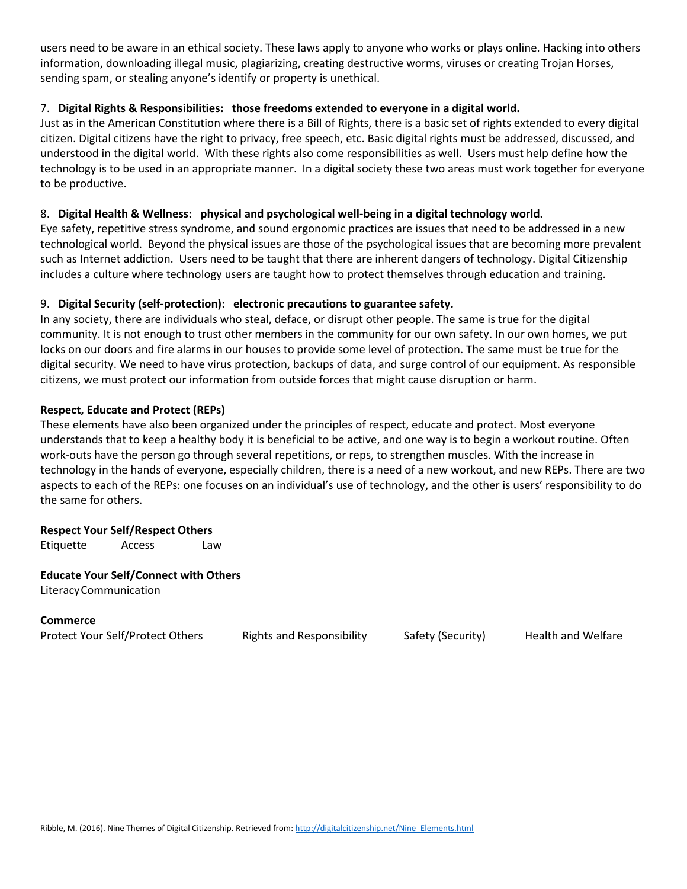users need to be aware in an ethical society. These laws apply to anyone who works or plays online. Hacking into others information, downloading illegal music, plagiarizing, creating destructive worms, viruses or creating Trojan Horses, sending spam, or stealing anyone's identify or property is unethical.

7. **Digital Rights & Responsibilities: those freedoms extended to everyone in a digital world.**
Just as in the American Constitution where there is a Bill of Rights, there is a basic set of rights extended to every digital citizen. Digital citizens have the right to privacy, free speech, etc. Basic digital rights must be addressed, discussed, and understood in the digital world. With these rights also come responsibilities as well. Users must help define how the technology is to be used in an appropriate manner. In a digital society these two areas must work together for everyone to be productive.

8. **Digital Health & Wellness: physical and psychological well-being in a digital technology world.**
Eye safety, repetitive stress syndrome, and sound ergonomic practices are issues that need to be addressed in a new technological world. Beyond the physical issues are those of the psychological issues that are becoming more prevalent such as Internet addiction. Users need to be taught that there are inherent dangers of technology. Digital Citizenship includes a culture where technology users are taught how to protect themselves through education and training.

9. **Digital Security (self-protection): electronic precautions to guarantee safety.**
In any society, there are individuals who steal, deface, or disrupt other people. The same is true for the digital community. It is not enough to trust other members in the community for our own safety. In our own homes, we put locks on our doors and fire alarms in our houses to provide some level of protection. The same must be true for the digital security. We need to have virus protection, backups of data, and surge control of our equipment. As responsible citizens, we must protect our information from outside forces that might cause disruption or harm.

**Respect, Educate and Protect (REPs)**
These elements have also been organized under the principles of respect, educate and protect. Most everyone understands that to keep a healthy body it is beneficial to be active, and one way is to begin a workout routine. Often work-outs have the person go through several repetitions, or reps, to strengthen muscles. With the increase in technology in the hands of everyone, especially children, there is a need of a new workout, and new REPs. There are two aspects to each of the REPs: one focuses on an individual's use of technology, and the other is users' responsibility to do the same for others.

**Respect Your Self/Respect Others**
Etiquette Access Law

**Educate Your Self/Connect with Others**
Literacy Communication

**Commerce**
Protect Your Self/Protect Others Rights and Responsibility Safety (Security) Health and Welfare

Ribble, M. (2016). Nine Themes of Digital Citizenship. Retrieved from: http://digitalcitizenship.net/Nine_Elements.html